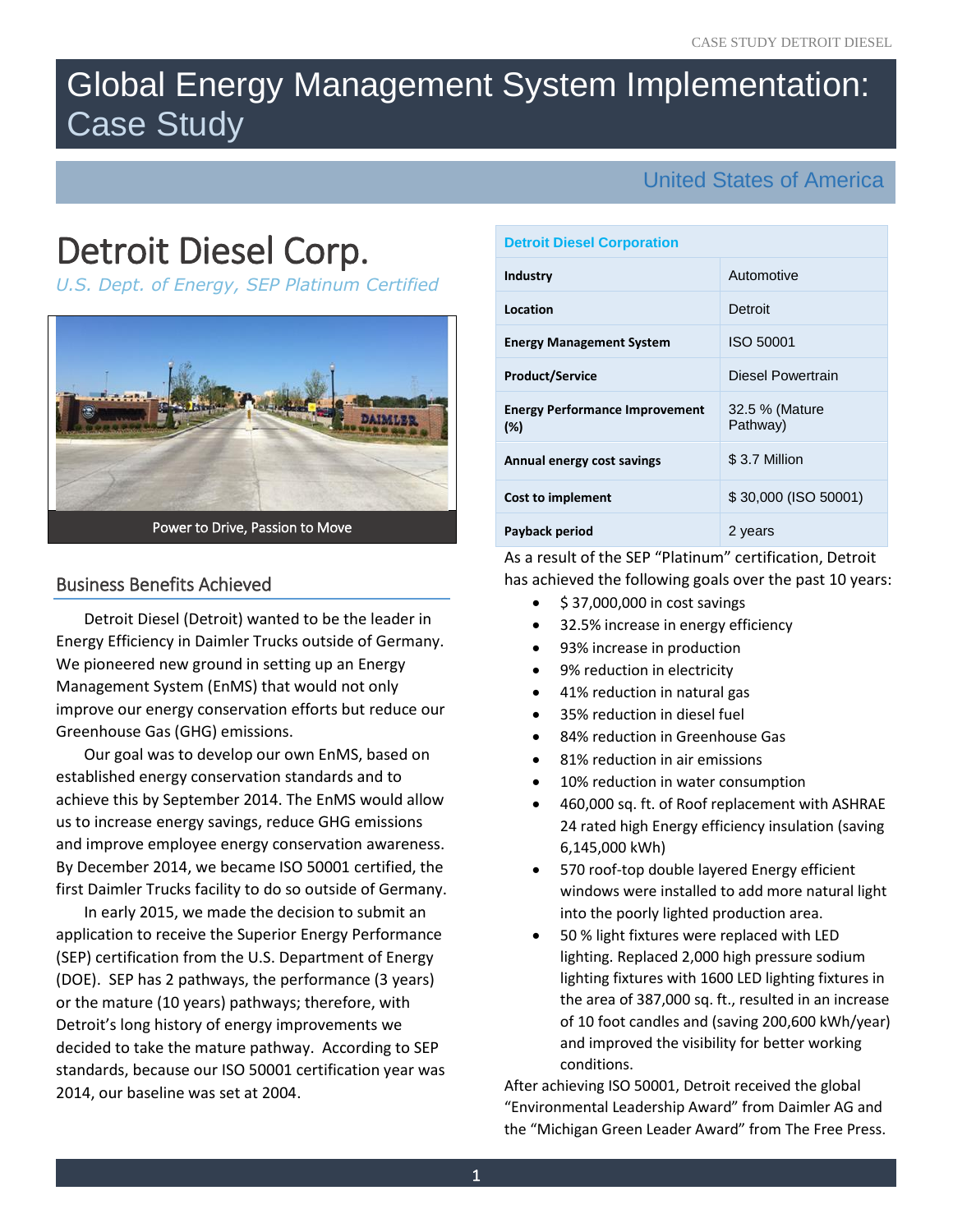# Global Energy Management System Implementation: Case Study

## United States of America

# Detroit Diesel Corp.

*U.S. Dept. of Energy, SEP Platinum Certified*

Power to Drive, Passion to Move

| Detroit Diesel Corporation | |
|---|---|
| **Industry** | Automotive |
| **Location** | Detroit |
| **Energy Management System** | ISO 50001 |
| **Product/Service** | Diesel Powertrain |
| **Energy Performance Improvement (%)** | 32.5 % (Mature Pathway) |
| **Annual energy cost savings** | $ 3.7 Million |
| **Cost to implement** | $ 30,000 (ISO 50001) |
| **Payback period** | 2 years |

## Business Benefits Achieved

Detroit Diesel (Detroit) wanted to be the leader in Energy Efficiency in Daimler Trucks outside of Germany. We pioneered new ground in setting up an Energy Management System (EnMS) that would not only improve our energy conservation efforts but reduce our Greenhouse Gas (GHG) emissions.

Our goal was to develop our own EnMS, based on established energy conservation standards and to achieve this by September 2014. The EnMS would allow us to increase energy savings, reduce GHG emissions and improve employee energy conservation awareness. By December 2014, we became ISO 50001 certified, the first Daimler Trucks facility to do so outside of Germany.

In early 2015, we made the decision to submit an application to receive the Superior Energy Performance (SEP) certification from the U.S. Department of Energy (DOE). SEP has 2 pathways, the performance (3 years) or the mature (10 years) pathways; therefore, with Detroit's long history of energy improvements we decided to take the mature pathway. According to SEP standards, because our ISO 50001 certification year was 2014, our baseline was set at 2004.

As a result of the SEP "Platinum" certification, Detroit has achieved the following goals over the past 10 years:

- $ 37,000,000 in cost savings
- 32.5% increase in energy efficiency
- 93% increase in production
- 9% reduction in electricity
- 41% reduction in natural gas
- 35% reduction in diesel fuel
- 84% reduction in Greenhouse Gas
- 81% reduction in air emissions
- 10% reduction in water consumption
- 460,000 sq. ft. of Roof replacement with ASHRAE 24 rated high Energy efficiency insulation (saving 6,145,000 kWh)
- 570 roof-top double layered Energy efficient windows were installed to add more natural light into the poorly lighted production area.
- 50 % light fixtures were replaced with LED lighting. Replaced 2,000 high pressure sodium lighting fixtures with 1600 LED lighting fixtures in the area of 387,000 sq. ft., resulted in an increase of 10 foot candles and (saving 200,600 kWh/year) and improved the visibility for better working conditions.

After achieving ISO 50001, Detroit received the global "Environmental Leadership Award" from Daimler AG and the "Michigan Green Leader Award" from The Free Press.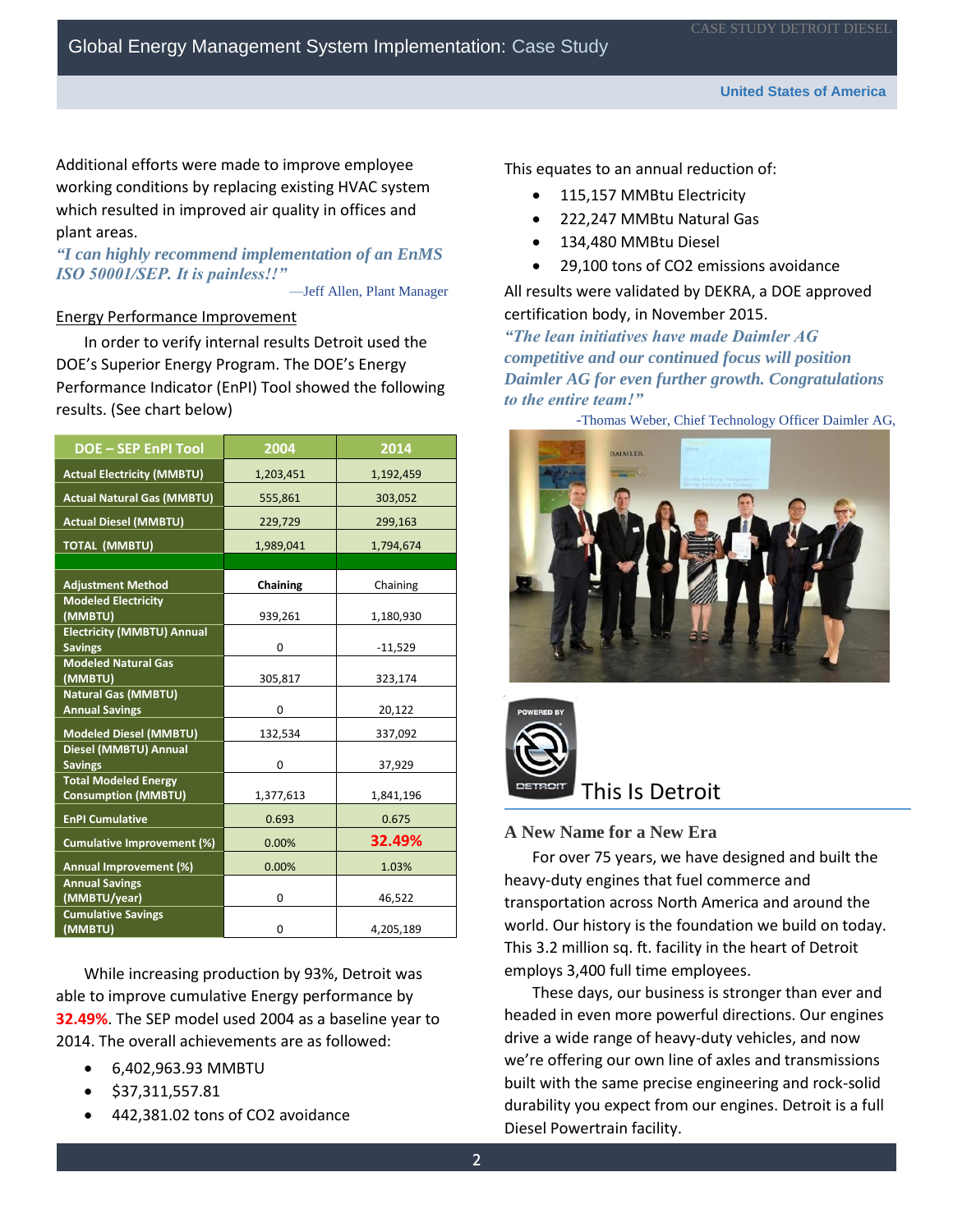Additional efforts were made to improve employee working conditions by replacing existing HVAC system which resulted in improved air quality in offices and plant areas.

*"I can highly recommend implementation of an EnMS ISO 50001/SEP. It is painless!!"*

—Jeff Allen, Plant Manager

Energy Performance Improvement

In order to verify internal results Detroit used the DOE's Superior Energy Program. The DOE's Energy Performance Indicator (EnPI) Tool showed the following results. (See chart below)

| DOE – SEP EnPI Tool | 2004 | 2014 |
|---|---|---|
| Actual Electricity (MMBTU) | 1,203,451 | 1,192,459 |
| Actual Natural Gas (MMBTU) | 555,861 | 303,052 |
| Actual Diesel (MMBTU) | 229,729 | 299,163 |
| TOTAL (MMBTU) | 1,989,041 | 1,794,674 |
| | | |
| Adjustment Method | **Chaining** | Chaining |
| Modeled Electricity (MMBTU) | 939,261 | 1,180,930 |
| Electricity (MMBTU) Annual Savings | 0 | -11,529 |
| Modeled Natural Gas (MMBTU) | 305,817 | 323,174 |
| Natural Gas (MMBTU) Annual Savings | 0 | 20,122 |
| Modeled Diesel (MMBTU) | 132,534 | 337,092 |
| Diesel (MMBTU) Annual Savings | 0 | 37,929 |
| Total Modeled Energy Consumption (MMBTU) | 1,377,613 | 1,841,196 |
| EnPI Cumulative | 0.693 | 0.675 |
| Cumulative Improvement (%) | 0.00% | **32.49%** |
| Annual Improvement (%) | 0.00% | 1.03% |
| Annual Savings (MMBTU/year) | 0 | 46,522 |
| Cumulative Savings (MMBTU) | 0 | 4,205,189 |

While increasing production by 93%, Detroit was able to improve cumulative Energy performance by **32.49%**. The SEP model used 2004 as a baseline year to 2014. The overall achievements are as followed:

- 6,402,963.93 MMBTU
- $37,311,557.81
- 442,381.02 tons of CO2 avoidance

This equates to an annual reduction of:

- 115,157 MMBtu Electricity
- 222,247 MMBtu Natural Gas
- 134,480 MMBtu Diesel
- 29,100 tons of CO2 emissions avoidance

All results were validated by DEKRA, a DOE approved certification body, in November 2015.

*"The lean initiatives have made Daimler AG competitive and our continued focus will position Daimler AG for even further growth. Congratulations to the entire team!"*

-Thomas Weber, Chief Technology Officer Daimler AG,

## This Is Detroit

### A New Name for a New Era

For over 75 years, we have designed and built the heavy-duty engines that fuel commerce and transportation across North America and around the world. Our history is the foundation we build on today. This 3.2 million sq. ft. facility in the heart of Detroit employs 3,400 full time employees.

These days, our business is stronger than ever and headed in even more powerful directions. Our engines drive a wide range of heavy-duty vehicles, and now we're offering our own line of axles and transmissions built with the same precise engineering and rock-solid durability you expect from our engines. Detroit is a full Diesel Powertrain facility.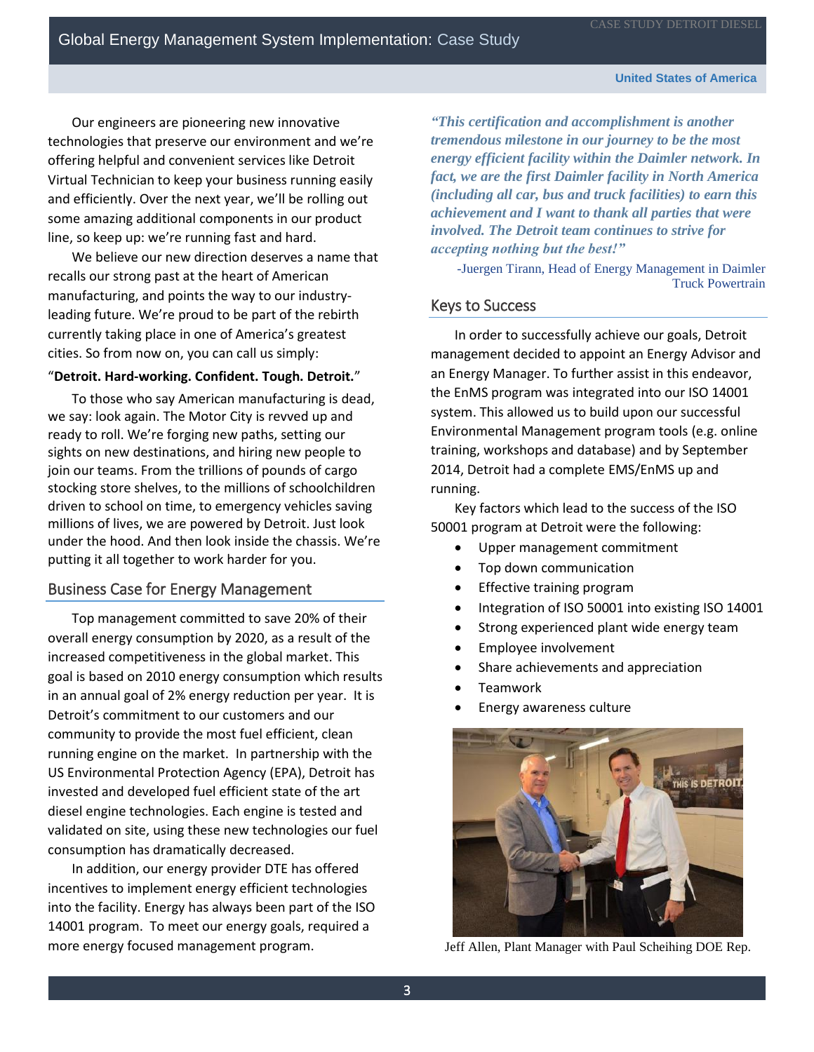Our engineers are pioneering new innovative technologies that preserve our environment and we're offering helpful and convenient services like Detroit Virtual Technician to keep your business running easily and efficiently. Over the next year, we'll be rolling out some amazing additional components in our product line, so keep up: we're running fast and hard.

We believe our new direction deserves a name that recalls our strong past at the heart of American manufacturing, and points the way to our industry-leading future. We're proud to be part of the rebirth currently taking place in one of America's greatest cities. So from now on, you can call us simply:

"**Detroit. Hard-working. Confident. Tough. Detroit.**"

To those who say American manufacturing is dead, we say: look again. The Motor City is revved up and ready to roll. We're forging new paths, setting our sights on new destinations, and hiring new people to join our teams. From the trillions of pounds of cargo stocking store shelves, to the millions of schoolchildren driven to school on time, to emergency vehicles saving millions of lives, we are powered by Detroit. Just look under the hood. And then look inside the chassis. We're putting it all together to work harder for you.

## Business Case for Energy Management

Top management committed to save 20% of their overall energy consumption by 2020, as a result of the increased competitiveness in the global market. This goal is based on 2010 energy consumption which results in an annual goal of 2% energy reduction per year. It is Detroit's commitment to our customers and our community to provide the most fuel efficient, clean running engine on the market. In partnership with the US Environmental Protection Agency (EPA), Detroit has invested and developed fuel efficient state of the art diesel engine technologies. Each engine is tested and validated on site, using these new technologies our fuel consumption has dramatically decreased.

In addition, our energy provider DTE has offered incentives to implement energy efficient technologies into the facility. Energy has always been part of the ISO 14001 program. To meet our energy goals, required a more energy focused management program.

***"This certification and accomplishment is another tremendous milestone in our journey to be the most energy efficient facility within the Daimler network. In fact, we are the first Daimler facility in North America (including all car, bus and truck facilities) to earn this achievement and I want to thank all parties that were involved. The Detroit team continues to strive for accepting nothing but the best!"***

-Juergen Tirann, Head of Energy Management in Daimler Truck Powertrain

## Keys to Success

In order to successfully achieve our goals, Detroit management decided to appoint an Energy Advisor and an Energy Manager. To further assist in this endeavor, the EnMS program was integrated into our ISO 14001 system. This allowed us to build upon our successful Environmental Management program tools (e.g. online training, workshops and database) and by September 2014, Detroit had a complete EMS/EnMS up and running.

Key factors which lead to the success of the ISO 50001 program at Detroit were the following:

- Upper management commitment
- Top down communication
- Effective training program
- Integration of ISO 50001 into existing ISO 14001
- Strong experienced plant wide energy team
- Employee involvement
- Share achievements and appreciation
- Teamwork
- Energy awareness culture

Jeff Allen, Plant Manager with Paul Scheihing DOE Rep.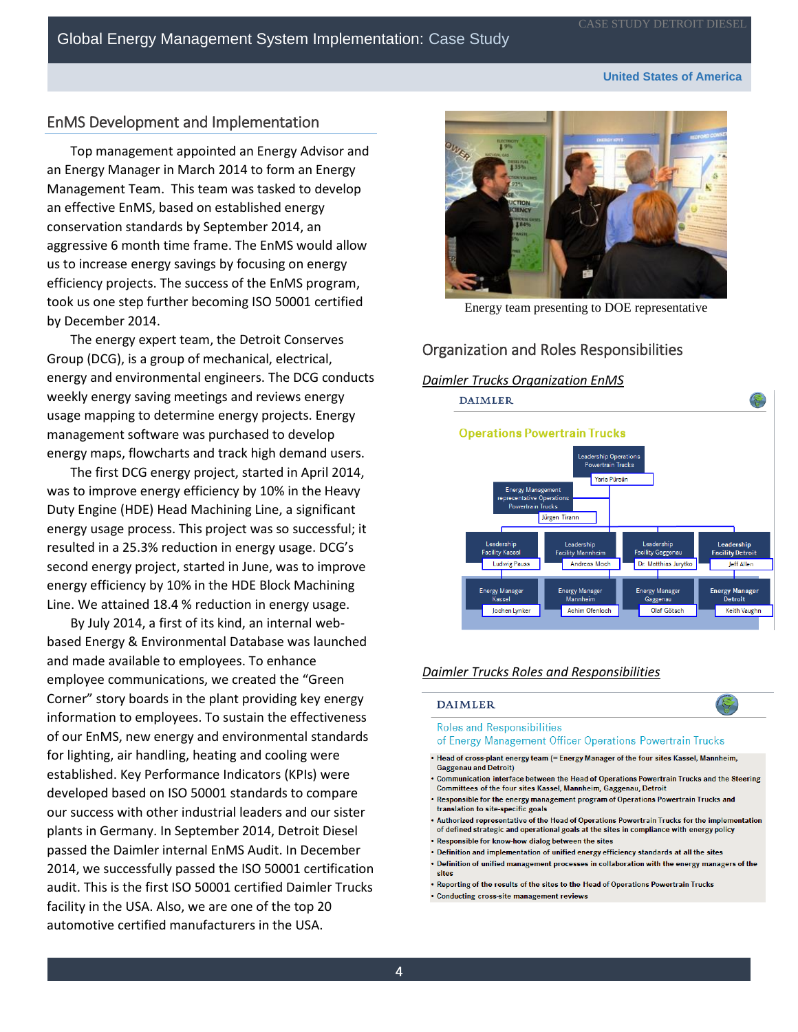## EnMS Development and Implementation

Top management appointed an Energy Advisor and an Energy Manager in March 2014 to form an Energy Management Team. This team was tasked to develop an effective EnMS, based on established energy conservation standards by September 2014, an aggressive 6 month time frame. The EnMS would allow us to increase energy savings by focusing on energy efficiency projects. The success of the EnMS program, took us one step further becoming ISO 50001 certified by December 2014.

The energy expert team, the Detroit Conserves Group (DCG), is a group of mechanical, electrical, energy and environmental engineers. The DCG conducts weekly energy saving meetings and reviews energy usage mapping to determine energy projects. Energy management software was purchased to develop energy maps, flowcharts and track high demand users.

The first DCG energy project, started in April 2014, was to improve energy efficiency by 10% in the Heavy Duty Engine (HDE) Head Machining Line, a significant energy usage process. This project was so successful; it resulted in a 25.3% reduction in energy usage. DCG's second energy project, started in June, was to improve energy efficiency by 10% in the HDE Block Machining Line. We attained 18.4 % reduction in energy usage.

By July 2014, a first of its kind, an internal web-based Energy & Environmental Database was launched and made available to employees. To enhance employee communications, we created the "Green Corner" story boards in the plant providing key energy information to employees. To sustain the effectiveness of our EnMS, new energy and environmental standards for lighting, air handling, heating and cooling were established. Key Performance Indicators (KPIs) were developed based on ISO 50001 standards to compare our success with other industrial leaders and our sister plants in Germany. In September 2014, Detroit Diesel passed the Daimler internal EnMS Audit. In December 2014, we successfully passed the ISO 50001 certification audit. This is the first ISO 50001 certified Daimler Trucks facility in the USA. Also, we are one of the top 20 automotive certified manufacturers in the USA.

Energy team presenting to DOE representative

## Organization and Roles Responsibilities

*Daimler Trucks Organization EnMS*

DAIMLER

**Operations Powertrain Trucks**

- Leadership Operations Powertrain Trucks — Yaris Pürsün
  - Energy Management representative Operations Powertrain Trucks — Jürgen Tirann
  - Leadership Facility Kassel — Ludwig Pauss
    - Energy Manager Kassel — Jochen Lynker
  - Leadership Facility Mannheim — Andreas Moch
    - Energy Manager Mannheim — Achim Ofenloch
  - Leadership Facility Gaggenau — Dr. Matthias Jurytko
    - Energy Manager Gaggenau — Olaf Götsch
  - Leadership Facility Detroit — Jeff Allen
    - Energy Manager Detroit — Keith Vaughn

*Daimler Trucks Roles and Responsibilities*

DAIMLER

Roles and Responsibilities of Energy Management Officer Operations Powertrain Trucks

- Head of cross-plant energy team (= Energy Manager of the four sites Kassel, Mannheim, Gaggenau and Detroit)
- Communication interface between the Head of Operations Powertrain Trucks and the Steering Committees of the four sites Kassel, Mannheim, Gaggenau, Detroit
- Responsible for the energy management program of Operations Powertrain Trucks and translation to site-specific goals
- Authorized representative of the Head of Operations Powertrain Trucks for the implementation of defined strategic and operational goals at the sites in compliance with energy policy
- Responsible for know-how dialog between the sites
- Definition and implementation of unified energy efficiency standards at all the sites
- Definition of unified management processes in collaboration with the energy managers of the sites
- Reporting of the results of the sites to the Head of Operations Powertrain Trucks
- Conducting cross-site management reviews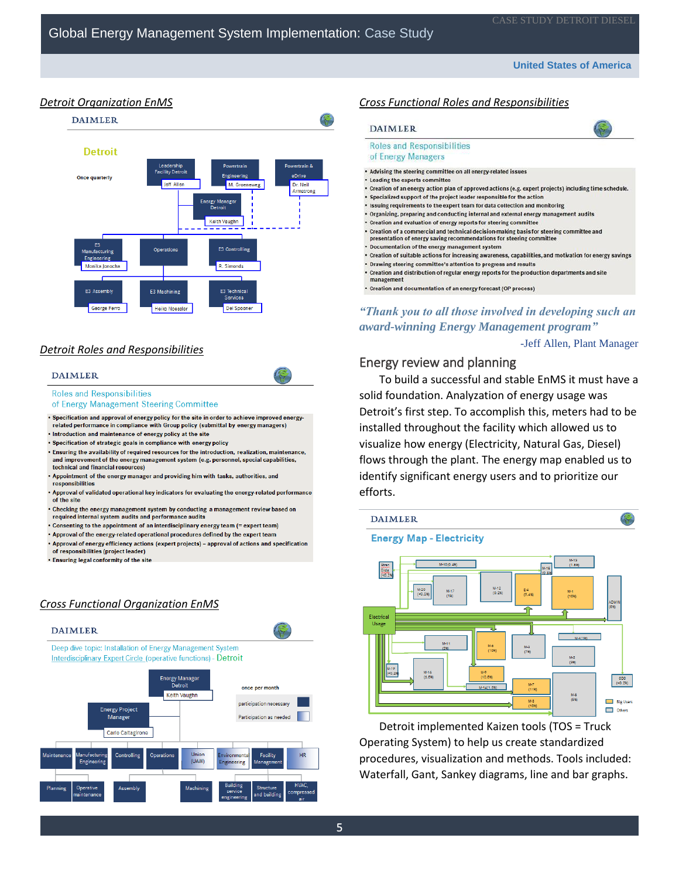# Global Energy Management System Implementation: Case Study

**United States of America**

## Detroit Organization EnMS

DAIMLER

Detroit

Once quarterly

Leadership Facility Detroit — Jeff Allen

Powertrain Engineering — M. Groeneweg

Powertrain & eDrive — Dr. Neil Armstrong

Energy Manager Detroit — Keith Vaughn

E3 Manufacturing Engineering — Monika Jonocha

Operations

E3 Controlling — R. Simonds

E3 Assembly — George Ferro

E3 Machining — Heiko Noessler

E3 Technical Services — Del Spooner

## Detroit Roles and Responsibilities

DAIMLER

Roles and Responsibilities of Energy Management Steering Committee

- Specification and approval of energy policy for the site in order to achieve improved energy-related performance in compliance with Group policy (submittal by energy managers)
- Introduction and maintenance of energy policy at the site
- Specification of strategic goals in compliance with energy policy
- Ensuring the availability of required resources for the introduction, realization, maintenance, and improvement of the energy management system (e.g. personnel, special capabilities, technical and financial resources)
- Appointment of the energy manager and providing him with tasks, authorities, and responsibilities
- Approval of validated operational key indicators for evaluating the energy-related performance of the site
- Checking the energy management system by conducting a management review based on required internal system audits and performance audits
- Consenting to the appointment of an interdisciplinary energy team (= expert team)
- Approval of the energy-related operational procedures defined by the expert team
- Approval of energy efficiency actions (expert projects) – approval of actions and specification of responsibilities (project leader)
- Ensuring legal conformity of the site

## Cross Functional Organization EnMS

DAIMLER

Deep dive topic: Installation of Energy Management System
Interdisciplinary Expert Circle (operative functions) - Detroit

Energy Manager Detroit — Keith Vaughn

once per month

participation necessary

Participation as needed

Energy Project Manager — Carlo Caltagirone

Maintenance, Manufacturing Engineering, Controlling, Operations, Union (UAW), Environmental Engineering, Facility Management, HR

Planning, Operative maintenance, Assembly, Machining, Building service engineering, Structure and building, HVAC, compressed air

## Cross Functional Roles and Responsibilities

DAIMLER

Roles and Responsibilities of Energy Managers

- Advising the steering committee on all energy-related issues
- Leading the experts committee
- Creation of an energy action plan of approved actions (e.g. expert projects) including time schedule.
- Specialized support of the project leader responsible for the action
- Issuing requirements to the expert team for data collection and monitoring
- Organizing, preparing and conducting internal and external energy management audits
- Creation and evaluation of energy reports for steering committee
- Creation of a commercial and technical decision-making basis for steering committee and presentation of energy saving recommendations for steering committee
- Documentation of the energy management system
- Creation of suitable actions for increasing awareness, capabilities, and motivation for energy savings
- Drawing steering committee's attention to progress and results
- Creation and distribution of regular energy reports for the production departments and site management
- Creation and documentation of an energy forecast (OP process)

*"Thank you to all those involved in developing such an award-winning Energy Management program"*

-Jeff Allen, Plant Manager

## Energy review and planning

To build a successful and stable EnMS it must have a solid foundation. Analyzation of energy usage was Detroit's first step. To accomplish this, meters had to be installed throughout the facility which allowed us to visualize how energy (Electricity, Natural Gas, Diesel) flows through the plant. The energy map enabled us to identify significant energy users and to prioritize our efforts.

DAIMLER

Energy Map - Electricity

Electrical Usage; M-10 (0.4%); M-13 (1.8%); M-16 (0.8%); Stren Bldg (<0.2%); M-20 (<0.2%); M-17 (1%); M-12 (0.2%); E-4 (9.4%); M-1 (16%); ADMIN (6%); M-4 (0.3%); M-11 (2%); M-6 (10%); M-3 (7%); M-2 (3%); M-19 (<0.2%); M-15 (0.5%); M-9 (10.5%); M-14 (1.5%); M-7 (11%); M-8 (10%); M-5 (5%); ODD (<0.2%); Big Users; Others

Detroit implemented Kaizen tools (TOS = Truck Operating System) to help us create standardized procedures, visualization and methods. Tools included: Waterfall, Gant, Sankey diagrams, line and bar graphs.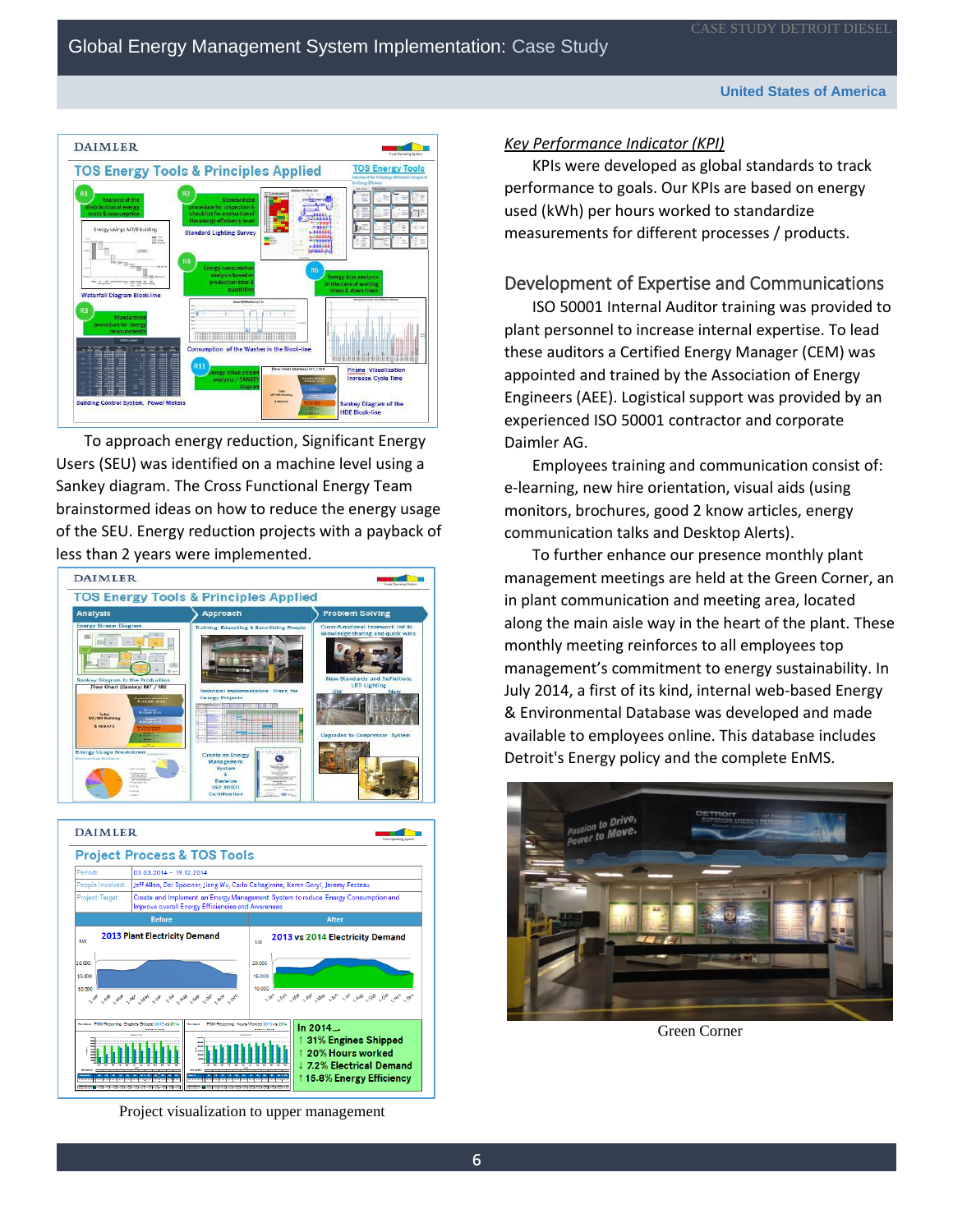To approach energy reduction, Significant Energy Users (SEU) was identified on a machine level using a Sankey diagram. The Cross Functional Energy Team brainstormed ideas on how to reduce the energy usage of the SEU. Energy reduction projects with a payback of less than 2 years were implemented.

Project visualization to upper management

*Key Performance Indicator (KPI)*

KPIs were developed as global standards to track performance to goals. Our KPIs are based on energy used (kWh) per hours worked to standardize measurements for different processes / products.

## Development of Expertise and Communications

ISO 50001 Internal Auditor training was provided to plant personnel to increase internal expertise. To lead these auditors a Certified Energy Manager (CEM) was appointed and trained by the Association of Energy Engineers (AEE). Logistical support was provided by an experienced ISO 50001 contractor and corporate Daimler AG.

Employees training and communication consist of: e-learning, new hire orientation, visual aids (using monitors, brochures, good 2 know articles, energy communication talks and Desktop Alerts).

To further enhance our presence monthly plant management meetings are held at the Green Corner, an in plant communication and meeting area, located along the main aisle way in the heart of the plant. These monthly meeting reinforces to all employees top management's commitment to energy sustainability. In July 2014, a first of its kind, internal web-based Energy & Environmental Database was developed and made available to employees online. This database includes Detroit's Energy policy and the complete EnMS.

Green Corner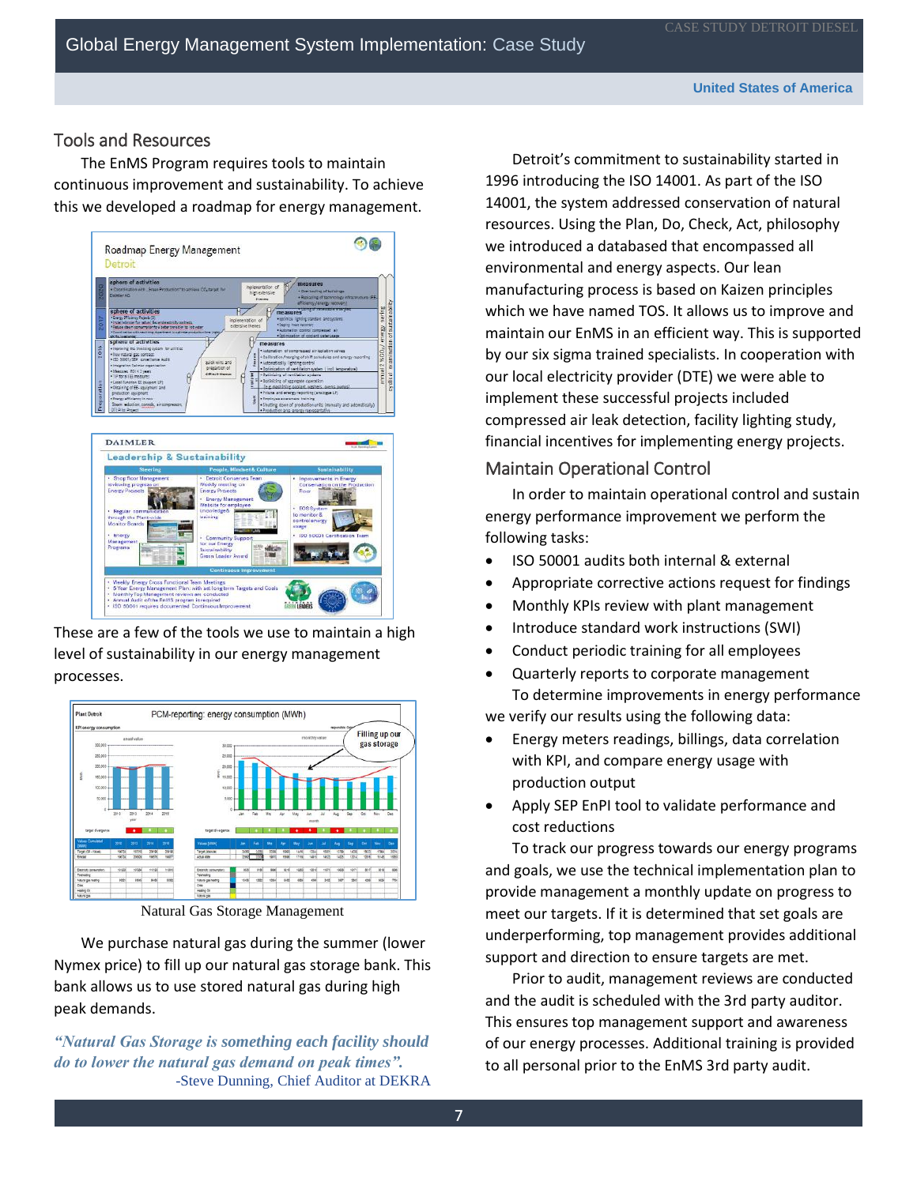## Tools and Resources

The EnMS Program requires tools to maintain continuous improvement and sustainability. To achieve this we developed a roadmap for energy management.

These are a few of the tools we use to maintain a high level of sustainability in our energy management processes.

Natural Gas Storage Management

We purchase natural gas during the summer (lower Nymex price) to fill up our natural gas storage bank. This bank allows us to use stored natural gas during high peak demands.

***"Natural Gas Storage is something each facility should do to lower the natural gas demand on peak times".***
-Steve Dunning, Chief Auditor at DEKRA

Detroit's commitment to sustainability started in 1996 introducing the ISO 14001. As part of the ISO 14001, the system addressed conservation of natural resources. Using the Plan, Do, Check, Act, philosophy we introduced a databased that encompassed all environmental and energy aspects. Our lean manufacturing process is based on Kaizen principles which we have named TOS. It allows us to improve and maintain our EnMS in an efficient way. This is supported by our six sigma trained specialists. In cooperation with our local electricity provider (DTE) we were able to implement these successful projects included compressed air leak detection, facility lighting study, financial incentives for implementing energy projects.

## Maintain Operational Control

In order to maintain operational control and sustain energy performance improvement we perform the following tasks:

- ISO 50001 audits both internal & external
- Appropriate corrective actions request for findings
- Monthly KPIs review with plant management
- Introduce standard work instructions (SWI)
- Conduct periodic training for all employees
- Quarterly reports to corporate management

To determine improvements in energy performance we verify our results using the following data:

- Energy meters readings, billings, data correlation with KPI, and compare energy usage with production output
- Apply SEP EnPI tool to validate performance and cost reductions

To track our progress towards our energy programs and goals, we use the technical implementation plan to provide management a monthly update on progress to meet our targets. If it is determined that set goals are underperforming, top management provides additional support and direction to ensure targets are met.

Prior to audit, management reviews are conducted and the audit is scheduled with the 3rd party auditor. This ensures top management support and awareness of our energy processes. Additional training is provided to all personal prior to the EnMS 3rd party audit.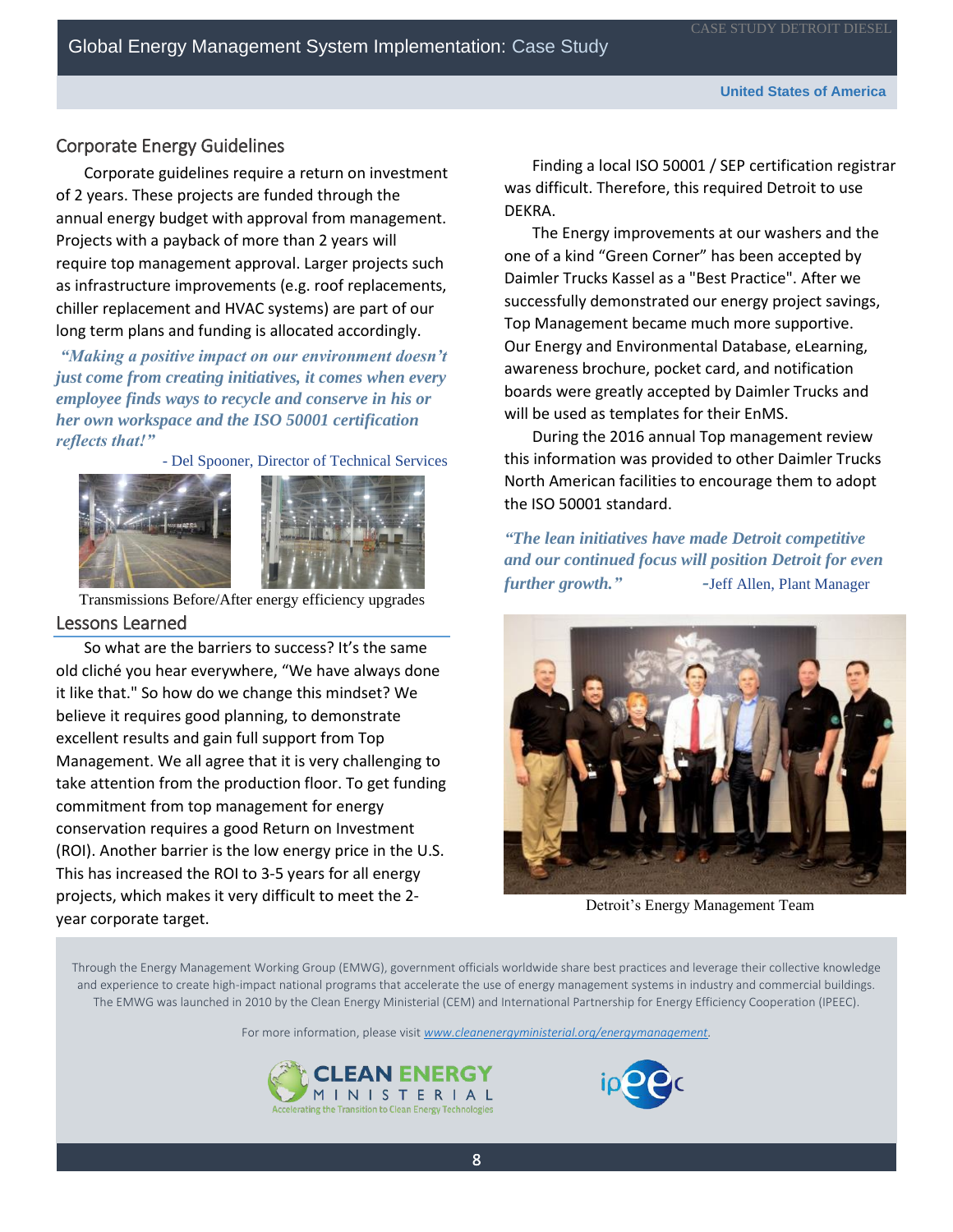## Corporate Energy Guidelines

Corporate guidelines require a return on investment of 2 years. These projects are funded through the annual energy budget with approval from management. Projects with a payback of more than 2 years will require top management approval. Larger projects such as infrastructure improvements (e.g. roof replacements, chiller replacement and HVAC systems) are part of our long term plans and funding is allocated accordingly.

***"Making a positive impact on our environment doesn't just come from creating initiatives, it comes when every employee finds ways to recycle and conserve in his or her own workspace and the ISO 50001 certification reflects that!"***

\- Del Spooner, Director of Technical Services

Transmissions Before/After energy efficiency upgrades

## Lessons Learned

So what are the barriers to success? It's the same old cliché you hear everywhere, "We have always done it like that." So how do we change this mindset? We believe it requires good planning, to demonstrate excellent results and gain full support from Top Management. We all agree that it is very challenging to take attention from the production floor. To get funding commitment from top management for energy conservation requires a good Return on Investment (ROI). Another barrier is the low energy price in the U.S. This has increased the ROI to 3-5 years for all energy projects, which makes it very difficult to meet the 2-year corporate target.

Finding a local ISO 50001 / SEP certification registrar was difficult. Therefore, this required Detroit to use DEKRA.

The Energy improvements at our washers and the one of a kind "Green Corner" has been accepted by Daimler Trucks Kassel as a "Best Practice". After we successfully demonstrated our energy project savings, Top Management became much more supportive. Our Energy and Environmental Database, eLearning, awareness brochure, pocket card, and notification boards were greatly accepted by Daimler Trucks and will be used as templates for their EnMS.

During the 2016 annual Top management review this information was provided to other Daimler Trucks North American facilities to encourage them to adopt the ISO 50001 standard.

***"The lean initiatives have made Detroit competitive and our continued focus will position Detroit for even further growth."*** -Jeff Allen, Plant Manager

Detroit's Energy Management Team

Through the Energy Management Working Group (EMWG), government officials worldwide share best practices and leverage their collective knowledge and experience to create high-impact national programs that accelerate the use of energy management systems in industry and commercial buildings. The EMWG was launched in 2010 by the Clean Energy Ministerial (CEM) and International Partnership for Energy Efficiency Cooperation (IPEEC).

For more information, please visit www.cleanenergyministerial.org/energymanagement.